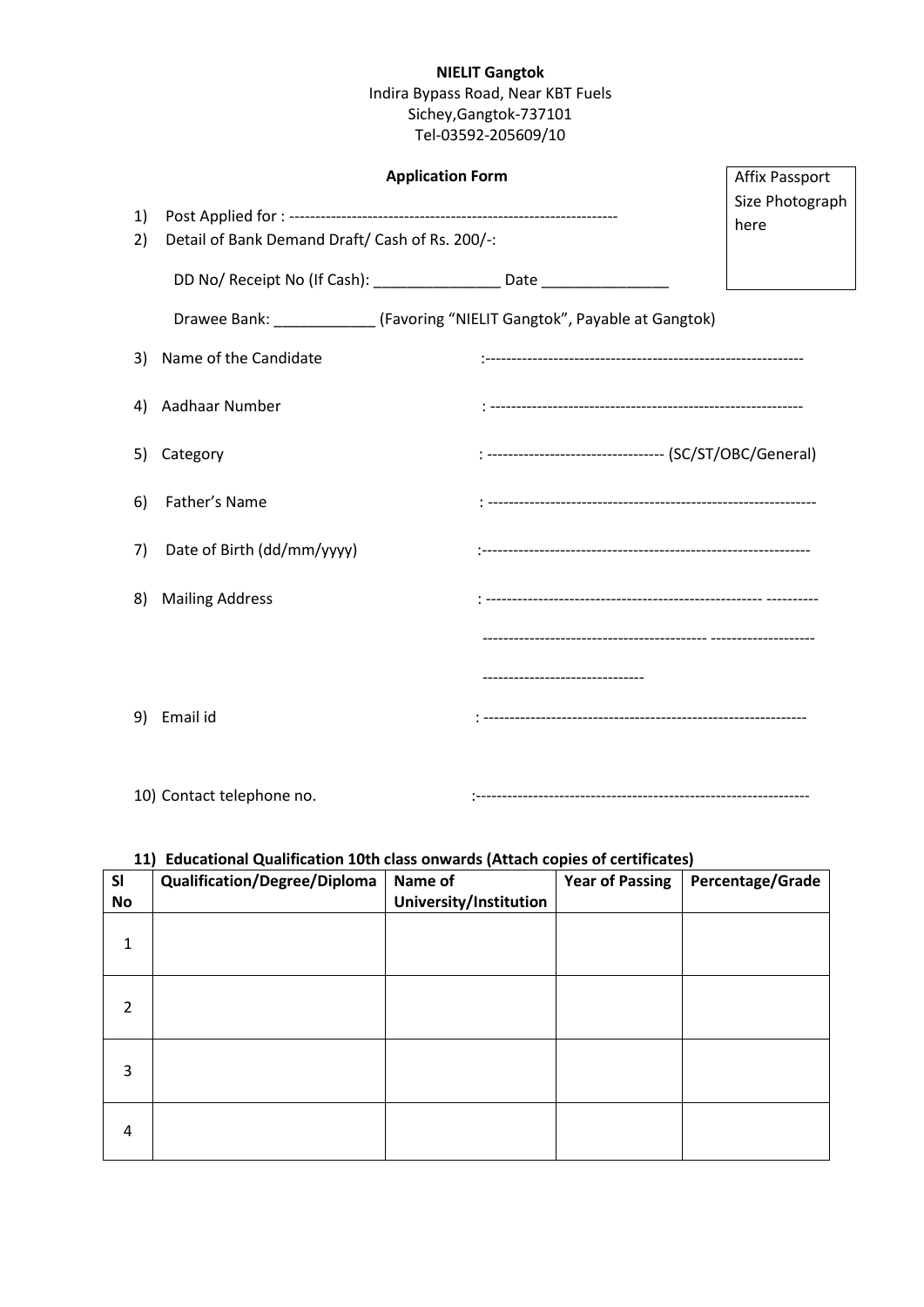**NIELIT Gangtok**
Indira Bypass Road, Near KBT Fuels
Sichey,Gangtok-737101
Tel-03592-205609/10

**Application Form**

Affix Passport Size Photograph here

1) Post Applied for : --------------------------------------------------------------
2) Detail of Bank Demand Draft/ Cash of Rs. 200/-:

   DD No/ Receipt No (If Cash): _______________ Date _______________

   Drawee Bank: ____________ (Favoring "NIELIT Gangtok", Payable at Gangtok)

3) Name of the Candidate :------------------------------------------------------------

4) Aadhaar Number : ------------------------------------------------------------

5) Category : --------------------------------- (SC/ST/OBC/General)

6) Father's Name : --------------------------------------------------------------

7) Date of Birth (dd/mm/yyyy) :--------------------------------------------------------------

8) Mailing Address : ---------------------------------------------------- ----------

   ------------------------------------------ --------------------

   -------------------------------

9) Email id : -------------------------------------------------------------

10) Contact telephone no. :---------------------------------------------------------------

**11) Educational Qualification 10th class onwards (Attach copies of certificates)**

| Sl No | Qualification/Degree/Diploma | Name of University/Institution | Year of Passing | Percentage/Grade |
|---|---|---|---|---|
| 1 | | | | |
| 2 | | | | |
| 3 | | | | |
| 4 | | | | |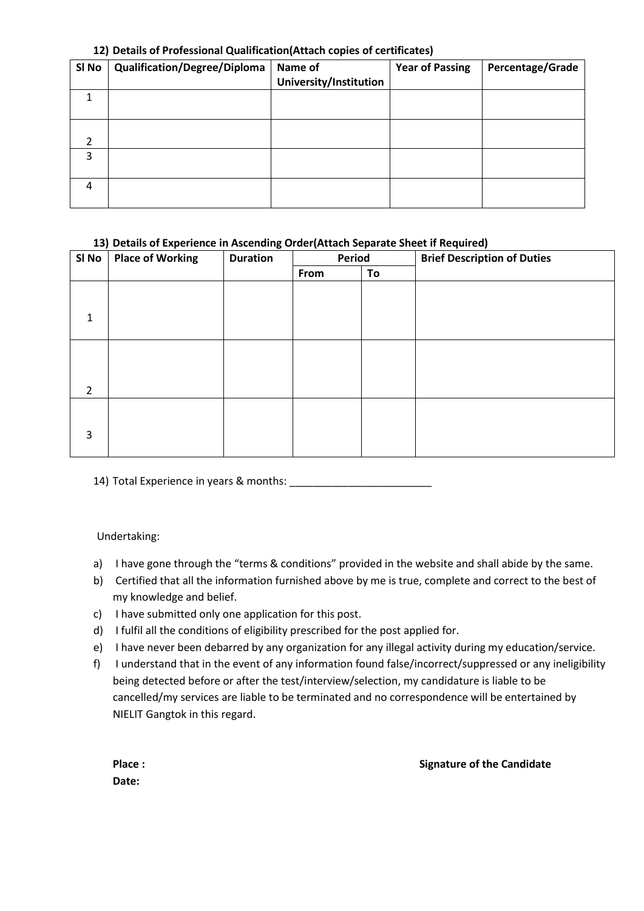**12) Details of Professional Qualification(Attach copies of certificates)**

| Sl No | Qualification/Degree/Diploma | Name of University/Institution | Year of Passing | Percentage/Grade |
|---|---|---|---|---|
| 1 | | | | |
| 2 | | | | |
| 3 | | | | |
| 4 | | | | |

**13) Details of Experience in Ascending Order(Attach Separate Sheet if Required)**

| Sl No | Place of Working | Duration | Period | | Brief Description of Duties |
|---|---|---|---|---|---|
| | | | From | To | |
| 1 | | | | | |
| 2 | | | | | |
| 3 | | | | | |

14) Total Experience in years & months: ________________________

Undertaking:

a) I have gone through the "terms & conditions" provided in the website and shall abide by the same.

b) Certified that all the information furnished above by me is true, complete and correct to the best of my knowledge and belief.

c) I have submitted only one application for this post.

d) I fulfil all the conditions of eligibility prescribed for the post applied for.

e) I have never been debarred by any organization for any illegal activity during my education/service.

f) I understand that in the event of any information found false/incorrect/suppressed or any ineligibility being detected before or after the test/interview/selection, my candidature is liable to be cancelled/my services are liable to be terminated and no correspondence will be entertained by NIELIT Gangtok in this regard.

**Place :** **Signature of the Candidate**

**Date:**